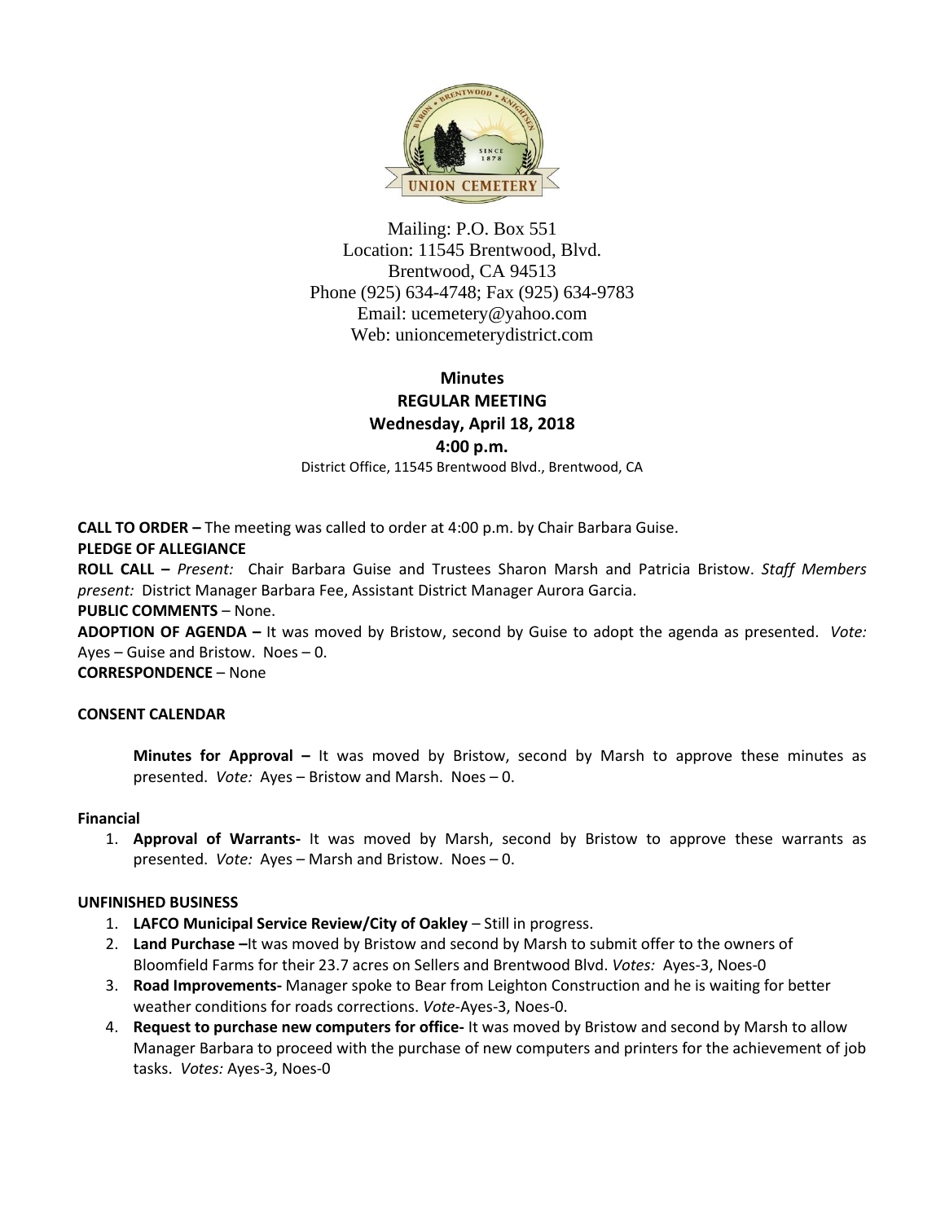Mailing: P.O. Box 551
Location: 11545 Brentwood, Blvd.
Brentwood, CA 94513
Phone (925) 634-4748; Fax (925) 634-9783
Email: ucemetery@yahoo.com
Web: unioncemeterydistrict.com

# Minutes
## REGULAR MEETING
### Wednesday, April 18, 2018
### 4:00 p.m.

District Office, 11545 Brentwood Blvd., Brentwood, CA

**CALL TO ORDER –** The meeting was called to order at 4:00 p.m. by Chair Barbara Guise.

**PLEDGE OF ALLEGIANCE**

**ROLL CALL –** *Present:* Chair Barbara Guise and Trustees Sharon Marsh and Patricia Bristow. *Staff Members present:* District Manager Barbara Fee, Assistant District Manager Aurora Garcia.

**PUBLIC COMMENTS** – None.

**ADOPTION OF AGENDA –** It was moved by Bristow, second by Guise to adopt the agenda as presented. *Vote:* Ayes – Guise and Bristow. Noes – 0.

**CORRESPONDENCE** – None

**CONSENT CALENDAR**

**Minutes for Approval –** It was moved by Bristow, second by Marsh to approve these minutes as presented. *Vote:* Ayes – Bristow and Marsh. Noes – 0.

**Financial**

1. **Approval of Warrants-** It was moved by Marsh, second by Bristow to approve these warrants as presented. *Vote:* Ayes – Marsh and Bristow. Noes – 0.

**UNFINISHED BUSINESS**

1. **LAFCO Municipal Service Review/City of Oakley** – Still in progress.
2. **Land Purchase –**It was moved by Bristow and second by Marsh to submit offer to the owners of Bloomfield Farms for their 23.7 acres on Sellers and Brentwood Blvd. *Votes:* Ayes-3, Noes-0
3. **Road Improvements-** Manager spoke to Bear from Leighton Construction and he is waiting for better weather conditions for roads corrections. *Vote*-Ayes-3, Noes-0.
4. **Request to purchase new computers for office-** It was moved by Bristow and second by Marsh to allow Manager Barbara to proceed with the purchase of new computers and printers for the achievement of job tasks. *Votes:* Ayes-3, Noes-0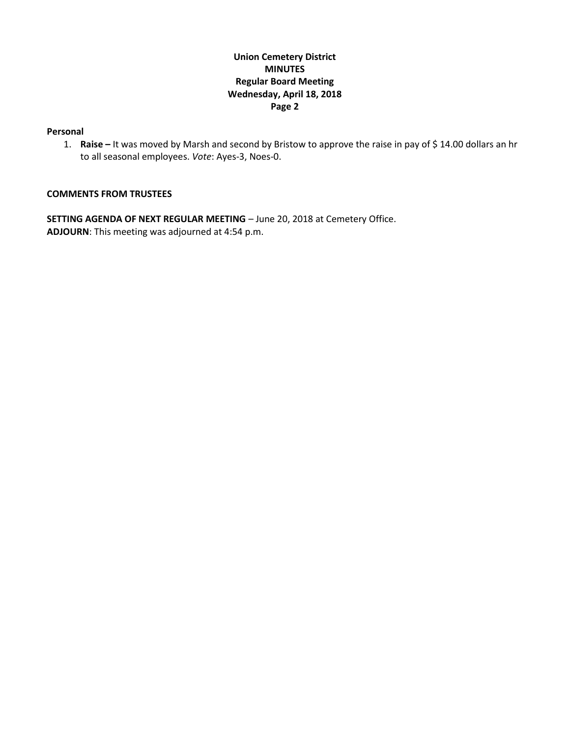**Union Cemetery District**
**MINUTES**
**Regular Board Meeting**
**Wednesday, April 18, 2018**
**Page 2**

**Personal**

1. **Raise –** It was moved by Marsh and second by Bristow to approve the raise in pay of $ 14.00 dollars an hr to all seasonal employees. *Vote*: Ayes-3, Noes-0.

**COMMENTS FROM TRUSTEES**

**SETTING AGENDA OF NEXT REGULAR MEETING** – June 20, 2018 at Cemetery Office.
**ADJOURN**: This meeting was adjourned at 4:54 p.m.